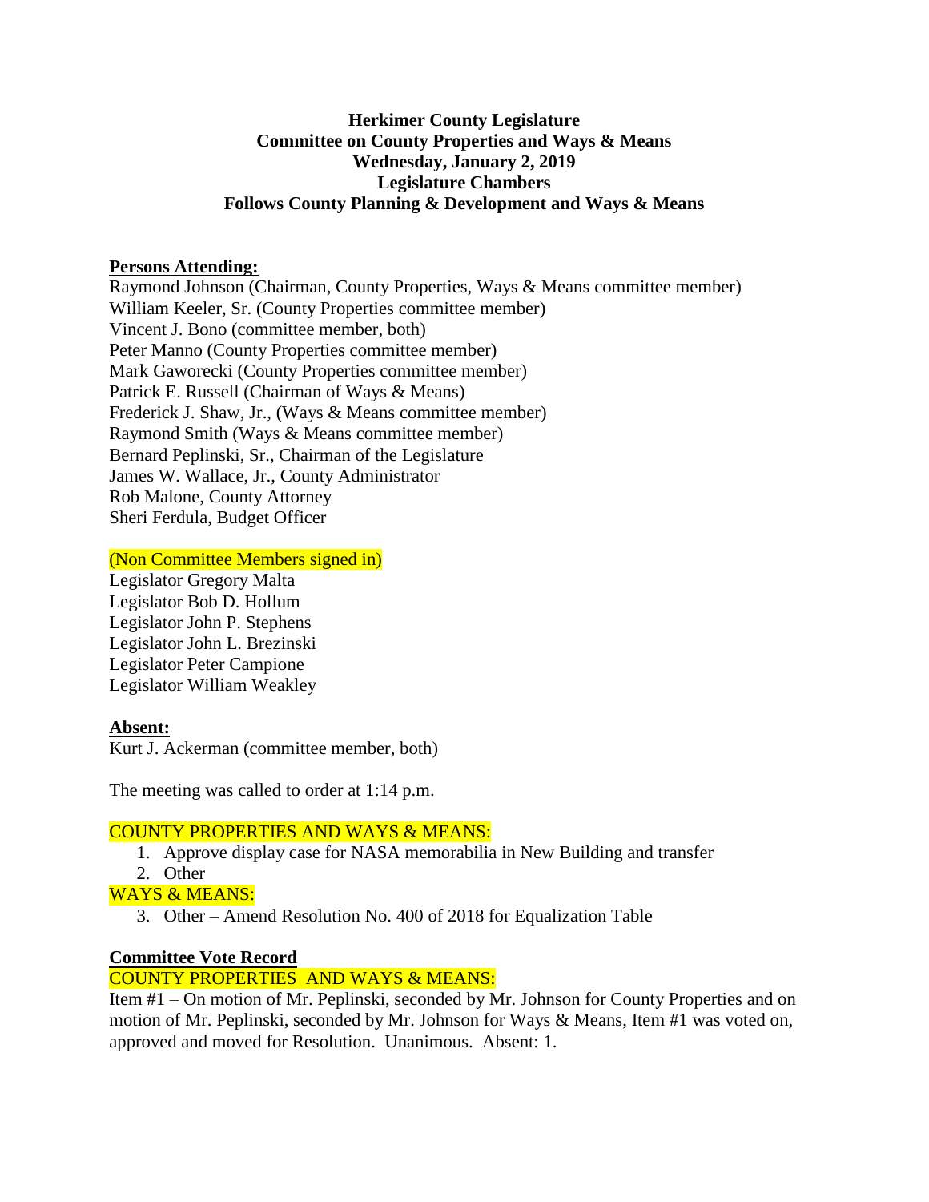**Herkimer County Legislature**
**Committee on County Properties and Ways & Means**
**Wednesday, January 2, 2019**
**Legislature Chambers**
**Follows County Planning & Development and Ways & Means**

**Persons Attending:**

Raymond Johnson (Chairman, County Properties, Ways & Means committee member)
William Keeler, Sr. (County Properties committee member)
Vincent J. Bono (committee member, both)
Peter Manno (County Properties committee member)
Mark Gaworecki (County Properties committee member)
Patrick E. Russell (Chairman of Ways & Means)
Frederick J. Shaw, Jr., (Ways & Means committee member)
Raymond Smith (Ways & Means committee member)
Bernard Peplinski, Sr., Chairman of the Legislature
James W. Wallace, Jr., County Administrator
Rob Malone, County Attorney
Sheri Ferdula, Budget Officer

(Non Committee Members signed in)

Legislator Gregory Malta
Legislator Bob D. Hollum
Legislator John P. Stephens
Legislator John L. Brezinski
Legislator Peter Campione
Legislator William Weakley

**Absent:**

Kurt J. Ackerman (committee member, both)

The meeting was called to order at 1:14 p.m.

COUNTY PROPERTIES AND WAYS & MEANS:

1. Approve display case for NASA memorabilia in New Building and transfer
2. Other

WAYS & MEANS:

3. Other – Amend Resolution No. 400 of 2018 for Equalization Table

**Committee Vote Record**

COUNTY PROPERTIES AND WAYS & MEANS:

Item #1 – On motion of Mr. Peplinski, seconded by Mr. Johnson for County Properties and on motion of Mr. Peplinski, seconded by Mr. Johnson for Ways & Means, Item #1 was voted on, approved and moved for Resolution. Unanimous. Absent: 1.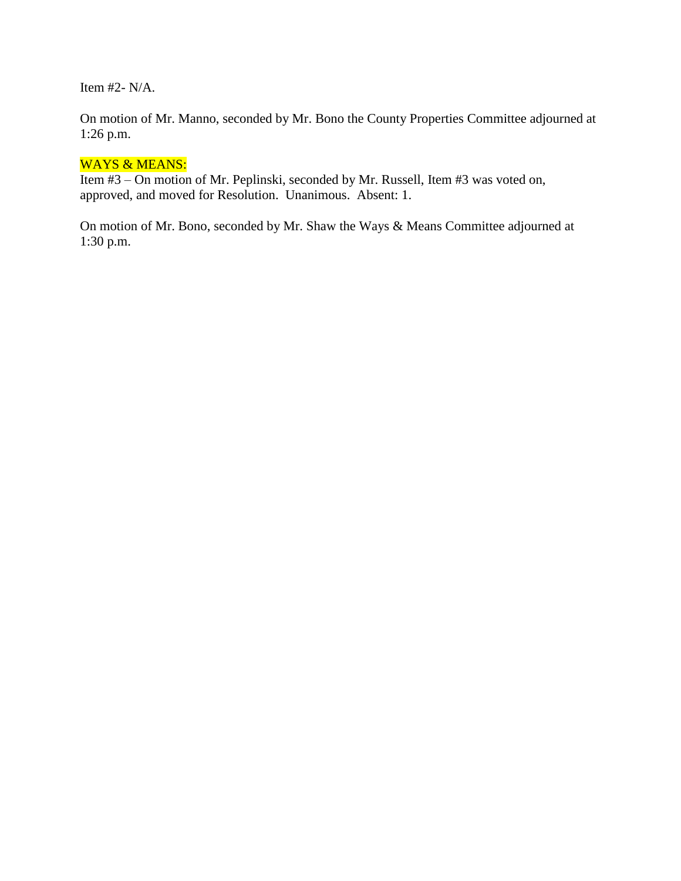Item #2- N/A.

On motion of Mr. Manno, seconded by Mr. Bono the County Properties Committee adjourned at 1:26 p.m.

WAYS & MEANS:

Item #3 – On motion of Mr. Peplinski, seconded by Mr. Russell, Item #3 was voted on, approved, and moved for Resolution. Unanimous. Absent: 1.

On motion of Mr. Bono, seconded by Mr. Shaw the Ways & Means Committee adjourned at 1:30 p.m.